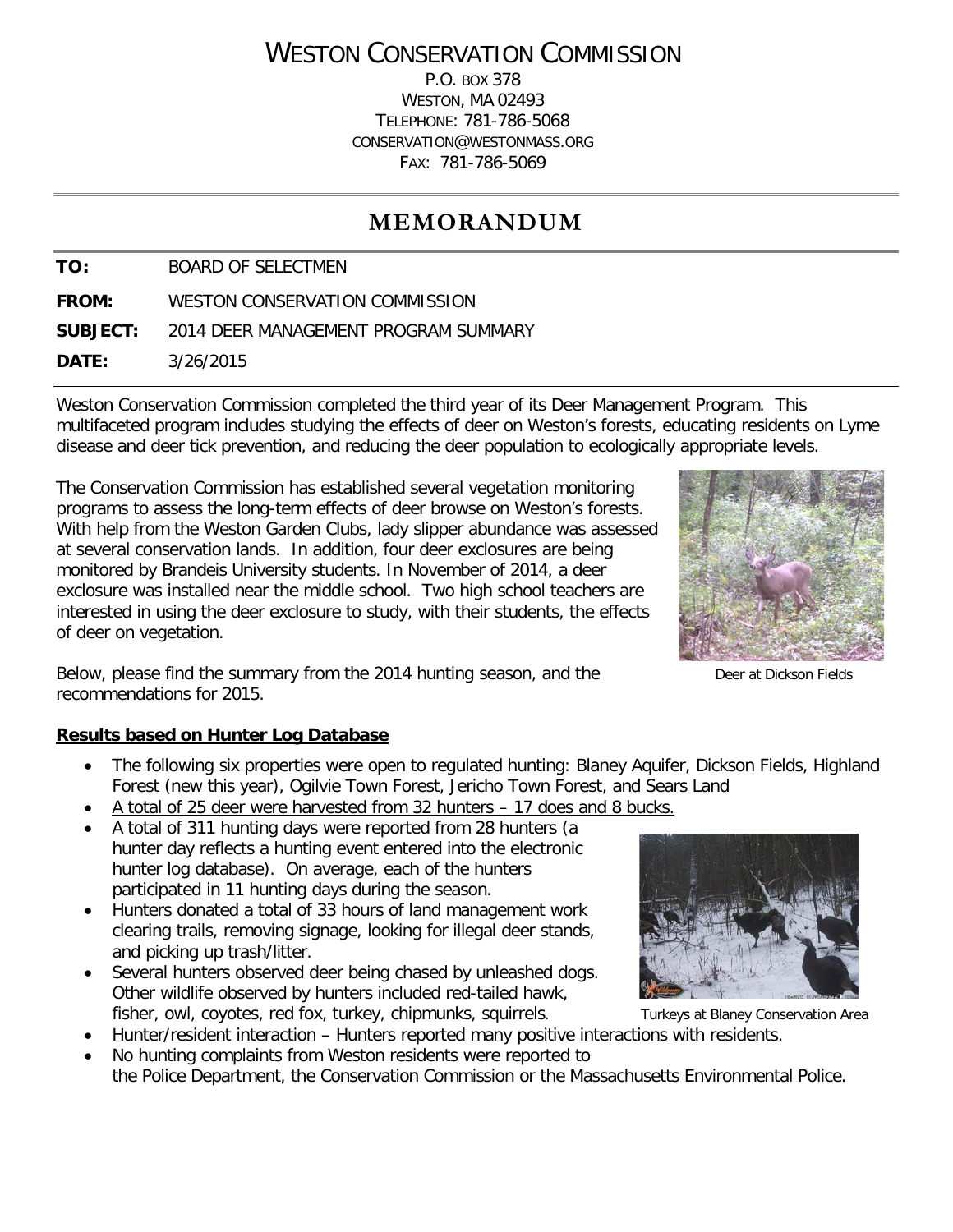# WESTON CONSERVATION COMMISSION

P.O. BOX 378
WESTON, MA 02493
TELEPHONE: 781-786-5068
CONSERVATION@WESTONMASS.ORG
FAX: 781-786-5069

## MEMORANDUM

**TO:** BOARD OF SELECTMEN

**FROM:** WESTON CONSERVATION COMMISSION

**SUBJECT:** 2014 DEER MANAGEMENT PROGRAM SUMMARY

**DATE:** 3/26/2015

Weston Conservation Commission completed the third year of its Deer Management Program. This multifaceted program includes studying the effects of deer on Weston's forests, educating residents on Lyme disease and deer tick prevention, and reducing the deer population to ecologically appropriate levels.

The Conservation Commission has established several vegetation monitoring programs to assess the long-term effects of deer browse on Weston's forests. With help from the Weston Garden Clubs, lady slipper abundance was assessed at several conservation lands. In addition, four deer exclosures are being monitored by Brandeis University students. In November of 2014, a deer exclosure was installed near the middle school. Two high school teachers are interested in using the deer exclosure to study, with their students, the effects of deer on vegetation.

Deer at Dickson Fields

Below, please find the summary from the 2014 hunting season, and the recommendations for 2015.

**Results based on Hunter Log Database**

- The following six properties were open to regulated hunting: Blaney Aquifer, Dickson Fields, Highland Forest (new this year), Ogilvie Town Forest, Jericho Town Forest, and Sears Land
- A total of 25 deer were harvested from 32 hunters – 17 does and 8 bucks.
- A total of 311 hunting days were reported from 28 hunters (a hunter day reflects a hunting event entered into the electronic hunter log database). On average, each of the hunters participated in 11 hunting days during the season.
- Hunters donated a total of 33 hours of land management work clearing trails, removing signage, looking for illegal deer stands, and picking up trash/litter.
- Several hunters observed deer being chased by unleashed dogs. Other wildlife observed by hunters included red-tailed hawk, fisher, owl, coyotes, red fox, turkey, chipmunks, squirrels.
- Hunter/resident interaction – Hunters reported many positive interactions with residents.
- No hunting complaints from Weston residents were reported to the Police Department, the Conservation Commission or the Massachusetts Environmental Police.

Turkeys at Blaney Conservation Area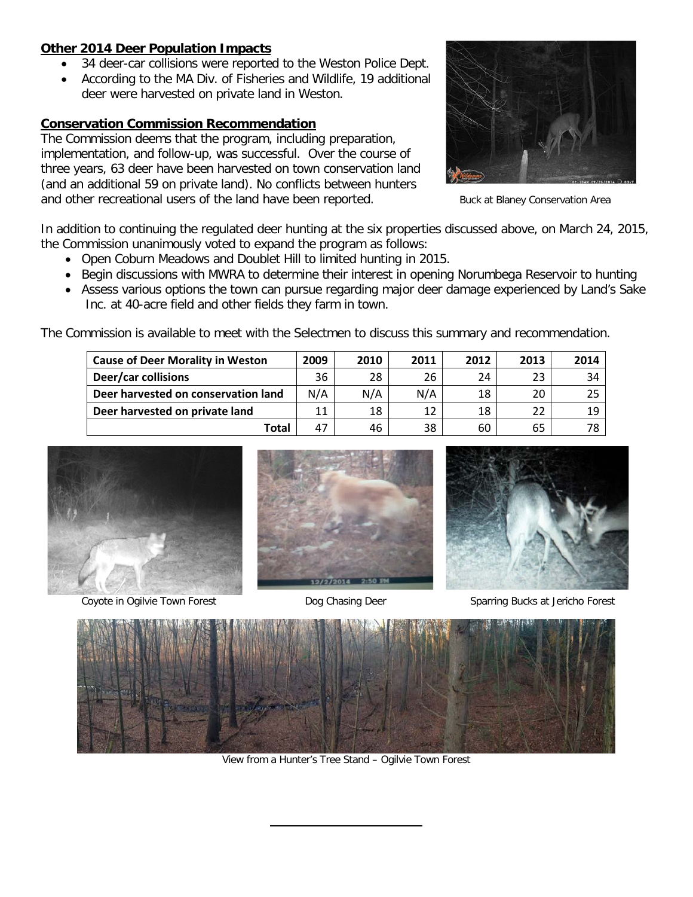**Other 2014 Deer Population Impacts**

- 34 deer-car collisions were reported to the Weston Police Dept.
- According to the MA Div. of Fisheries and Wildlife, 19 additional deer were harvested on private land in Weston.

**Conservation Commission Recommendation**

The Commission deems that the program, including preparation, implementation, and follow-up, was successful. Over the course of three years, 63 deer have been harvested on town conservation land (and an additional 59 on private land). No conflicts between hunters and other recreational users of the land have been reported.

Buck at Blaney Conservation Area

In addition to continuing the regulated deer hunting at the six properties discussed above, on March 24, 2015, the Commission unanimously voted to expand the program as follows:

- Open Coburn Meadows and Doublet Hill to limited hunting in 2015.
- Begin discussions with MWRA to determine their interest in opening Norumbega Reservoir to hunting
- Assess various options the town can pursue regarding major deer damage experienced by Land's Sake Inc. at 40-acre field and other fields they farm in town.

The Commission is available to meet with the Selectmen to discuss this summary and recommendation.

| Cause of Deer Morality in Weston | 2009 | 2010 | 2011 | 2012 | 2013 | 2014 |
|---|---|---|---|---|---|---|
| Deer/car collisions | 36 | 28 | 26 | 24 | 23 | 34 |
| Deer harvested on conservation land | N/A | N/A | N/A | 18 | 20 | 25 |
| Deer harvested on private land | 11 | 18 | 12 | 18 | 22 | 19 |
| Total | 47 | 46 | 38 | 60 | 65 | 78 |

Coyote in Ogilvie Town Forest

Dog Chasing Deer

Sparring Bucks at Jericho Forest

View from a Hunter's Tree Stand – Ogilvie Town Forest